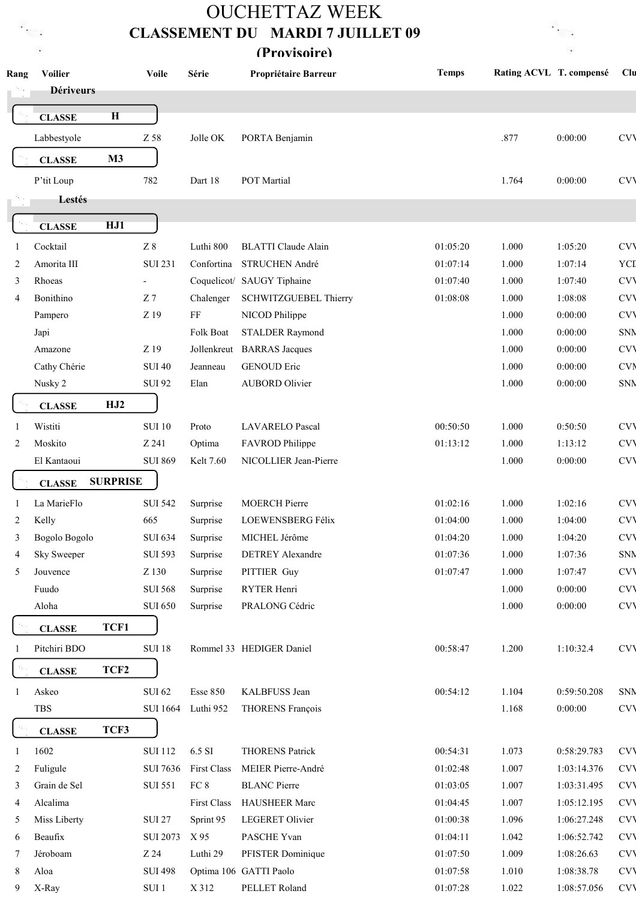# OUCHETTAZ WEEK

## CLASSEMENT DU MARDI 7 JUILLET 09

### (Provisoire)

| Rang | Voilier | Voile | Série | Propriétaire Barreur | Temps | Rating ACVL | T. compensé | Clu |
|---|---|---|---|---|---|---|---|---|
| | **Dériveurs** | | | | | | | |
| | **CLASSE H** | | | | | | | |
| | Labbestyole | Z 58 | Jolle OK | PORTA Benjamin | | .877 | 0:00:00 | CVV |
| | **CLASSE M3** | | | | | | | |
| | P'tit Loup | 782 | Dart 18 | POT Martial | | 1.764 | 0:00:00 | CVV |
| | **Lestés** | | | | | | | |
| | **CLASSE HJ1** | | | | | | | |
| 1 | Cocktail | Z 8 | Luthi 800 | BLATTI Claude Alain | 01:05:20 | 1.000 | 1:05:20 | CVV |
| 2 | Amorita III | SUI 231 | Confortina | STRUCHEN André | 01:07:14 | 1.000 | 1:07:14 | YCI |
| 3 | Rhoeas | - | Coquelicot/ | SAUGY Tiphaine | 01:07:40 | 1.000 | 1:07:40 | CVV |
| 4 | Bonithino | Z 7 | Chalenger | SCHWITZGUEBEL Thierry | 01:08:08 | 1.000 | 1:08:08 | CVV |
| | Pampero | Z 19 | FF | NICOD Philippe | | 1.000 | 0:00:00 | CVV |
| | Japi | | Folk Boat | STALDER Raymond | | 1.000 | 0:00:00 | SNM |
| | Amazone | Z 19 | Jollenkreut | BARRAS Jacques | | 1.000 | 0:00:00 | CVV |
| | Cathy Chérie | SUI 40 | Jeanneau | GENOUD Eric | | 1.000 | 0:00:00 | CVM |
| | Nusky 2 | SUI 92 | Elan | AUBORD Olivier | | 1.000 | 0:00:00 | SNM |
| | **CLASSE HJ2** | | | | | | | |
| 1 | Wistiti | SUI 10 | Proto | LAVARELO Pascal | 00:50:50 | 1.000 | 0:50:50 | CVV |
| 2 | Moskito | Z 241 | Optima | FAVROD Philippe | 01:13:12 | 1.000 | 1:13:12 | CVV |
| | El Kantaoui | SUI 869 | Kelt 7.60 | NICOLLIER Jean-Pierre | | 1.000 | 0:00:00 | CVV |
| | **CLASSE SURPRISE** | | | | | | | |
| 1 | La MarieFlo | SUI 542 | Surprise | MOERCH Pierre | 01:02:16 | 1.000 | 1:02:16 | CVV |
| 2 | Kelly | 665 | Surprise | LOEWENSBERG Félix | 01:04:00 | 1.000 | 1:04:00 | CVV |
| 3 | Bogolo Bogolo | SUI 634 | Surprise | MICHEL Jérôme | 01:04:20 | 1.000 | 1:04:20 | CVV |
| 4 | Sky Sweeper | SUI 593 | Surprise | DETREY Alexandre | 01:07:36 | 1.000 | 1:07:36 | SNM |
| 5 | Jouvence | Z 130 | Surprise | PITTIER Guy | 01:07:47 | 1.000 | 1:07:47 | CVV |
| | Fuudo | SUI 568 | Surprise | RYTER Henri | | 1.000 | 0:00:00 | CVV |
| | Aloha | SUI 650 | Surprise | PRALONG Cédric | | 1.000 | 0:00:00 | CVV |
| | **CLASSE TCF1** | | | | | | | |
| 1 | Pitchiri BDO | SUI 18 | Rommel 33 | HEDIGER Daniel | 00:58:47 | 1.200 | 1:10:32.4 | CVV |
| | **CLASSE TCF2** | | | | | | | |
| 1 | Askeo | SUI 62 | Esse 850 | KALBFUSS Jean | 00:54:12 | 1.104 | 0:59:50.208 | SNM |
| | TBS | SUI 1664 | Luthi 952 | THORENS François | | 1.168 | 0:00:00 | CVV |
| | **CLASSE TCF3** | | | | | | | |
| 1 | 1602 | SUI 112 | 6.5 SI | THORENS Patrick | 00:54:31 | 1.073 | 0:58:29.783 | CVV |
| 2 | Fuligule | SUI 7636 | First Class | MEIER Pierre-André | 01:02:48 | 1.007 | 1:03:14.376 | CVV |
| 3 | Grain de Sel | SUI 551 | FC 8 | BLANC Pierre | 01:03:05 | 1.007 | 1:03:31.495 | CVV |
| 4 | Alcalima | | First Class | HAUSHEER Marc | 01:04:45 | 1.007 | 1:05:12.195 | CVV |
| 5 | Miss Liberty | SUI 27 | Sprint 95 | LEGERET Olivier | 01:00:38 | 1.096 | 1:06:27.248 | CVV |
| 6 | Beaufix | SUI 2073 | X 95 | PASCHE Yvan | 01:04:11 | 1.042 | 1:06:52.742 | CVV |
| 7 | Jéroboam | Z 24 | Luthi 29 | PFISTER Dominique | 01:07:50 | 1.009 | 1:08:26.63 | CVV |
| 8 | Aloa | SUI 498 | Optima 106 | GATTI Paolo | 01:07:58 | 1.010 | 1:08:38.78 | CVV |
| 9 | X-Ray | SUI 1 | X 312 | PELLET Roland | 01:07:28 | 1.022 | 1:08:57.056 | CVV |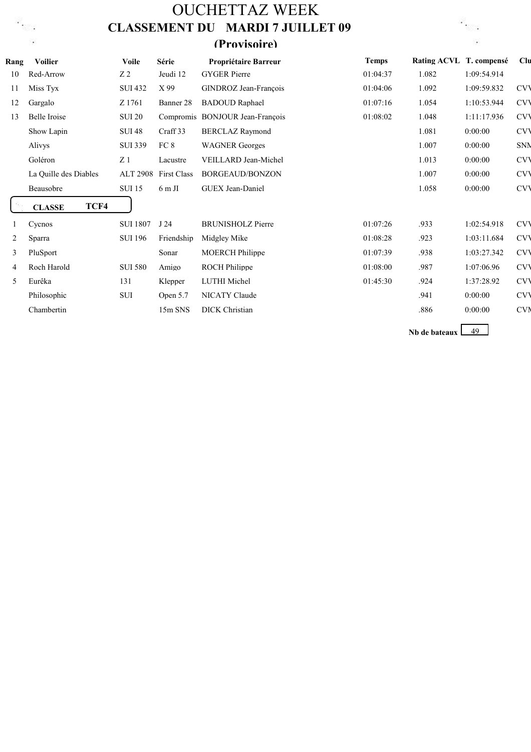# OUCHETTAZ WEEK

## CLASSEMENT DU MARDI 7 JUILLET 09

## (Provisoire)

| Rang | Voilier | Voile | Série | Propriétaire Barreur | Temps | Rating ACVL | T. compensé | Clu |
|---|---|---|---|---|---|---|---|---|
| 10 | Red-Arrow | Z 2 | Jeudi 12 | GYGER Pierre | 01:04:37 | 1.082 | 1:09:54.914 | |
| 11 | Miss Tyx | SUI 432 | X 99 | GINDROZ Jean-François | 01:04:06 | 1.092 | 1:09:59.832 | CVV |
| 12 | Gargalo | Z 1761 | Banner 28 | BADOUD Raphael | 01:07:16 | 1.054 | 1:10:53.944 | CVV |
| 13 | Belle Iroise | SUI 20 | Compromis | BONJOUR Jean-François | 01:08:02 | 1.048 | 1:11:17.936 | CVV |
| | Show Lapin | SUI 48 | Craff 33 | BERCLAZ Raymond | | 1.081 | 0:00:00 | CVV |
| | Alivys | SUI 339 | FC 8 | WAGNER Georges | | 1.007 | 0:00:00 | SNM |
| | Goléron | Z 1 | Lacustre | VEILLARD Jean-Michel | | 1.013 | 0:00:00 | CVV |
| | La Quille des Diables | ALT 2908 | First Class | BORGEAUD/BONZON | | 1.007 | 0:00:00 | CVV |
| | Beausobre | SUI 15 | 6 m JI | GUEX Jean-Daniel | | 1.058 | 0:00:00 | CVV |

**CLASSE TCF4**

| Rang | Voilier | Voile | Série | Propriétaire Barreur | Temps | Rating ACVL | T. compensé | Clu |
|---|---|---|---|---|---|---|---|---|
| 1 | Cycnos | SUI 1807 | J 24 | BRUNISHOLZ Pierre | 01:07:26 | .933 | 1:02:54.918 | CVV |
| 2 | Sparra | SUI 196 | Friendship | Midgley Mike | 01:08:28 | .923 | 1:03:11.684 | CVV |
| 3 | PluSport | | Sonar | MOERCH Philippe | 01:07:39 | .938 | 1:03:27.342 | CVV |
| 4 | Roch Harold | SUI 580 | Amigo | ROCH Philippe | 01:08:00 | .987 | 1:07:06.96 | CVV |
| 5 | Eurêka | 131 | Klepper | LUTHI Michel | 01:45:30 | .924 | 1:37:28.92 | CVV |
| | Philosophic | SUI | Open 5.7 | NICATY Claude | | .941 | 0:00:00 | CVV |
| | Chambertin | | 15m SNS | DICK Christian | | .886 | 0:00:00 | CVM |

**Nb de bateaux** 49